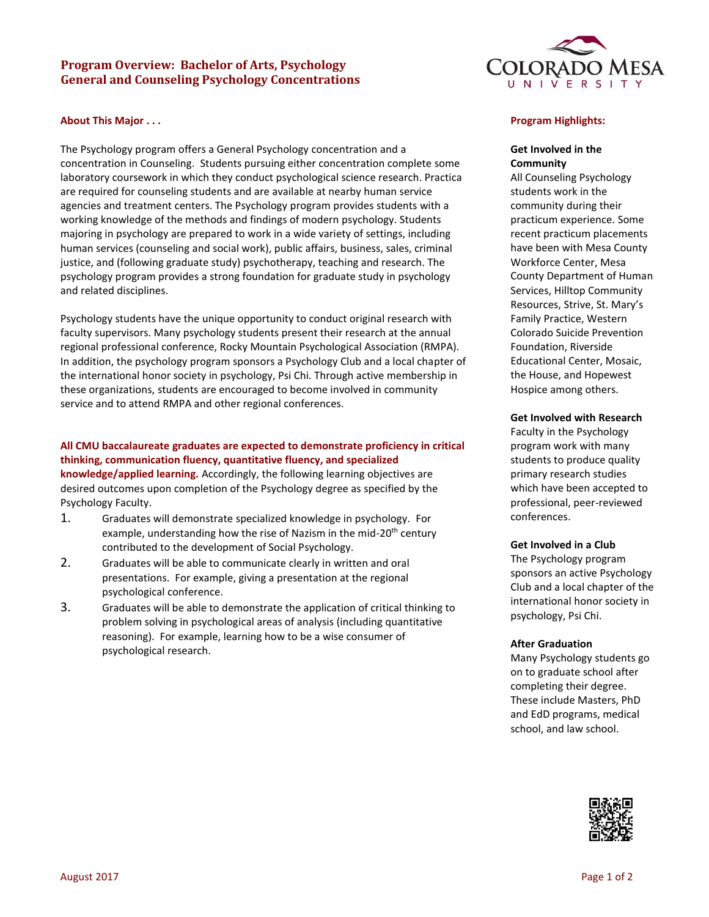# Program Overview: Bachelor of Arts, Psychology
# General and Counseling Psychology Concentrations

## About This Major . . .

The Psychology program offers a General Psychology concentration and a concentration in Counseling. Students pursuing either concentration complete some laboratory coursework in which they conduct psychological science research. Practica are required for counseling students and are available at nearby human service agencies and treatment centers. The Psychology program provides students with a working knowledge of the methods and findings of modern psychology. Students majoring in psychology are prepared to work in a wide variety of settings, including human services (counseling and social work), public affairs, business, sales, criminal justice, and (following graduate study) psychotherapy, teaching and research. The psychology program provides a strong foundation for graduate study in psychology and related disciplines.

Psychology students have the unique opportunity to conduct original research with faculty supervisors. Many psychology students present their research at the annual regional professional conference, Rocky Mountain Psychological Association (RMPA). In addition, the psychology program sponsors a Psychology Club and a local chapter of the international honor society in psychology, Psi Chi. Through active membership in these organizations, students are encouraged to become involved in community service and to attend RMPA and other regional conferences.

**All CMU baccalaureate graduates are expected to demonstrate proficiency in critical thinking, communication fluency, quantitative fluency, and specialized knowledge/applied learning.** Accordingly, the following learning objectives are desired outcomes upon completion of the Psychology degree as specified by the Psychology Faculty.

1. Graduates will demonstrate specialized knowledge in psychology. For example, understanding how the rise of Nazism in the mid-20th century contributed to the development of Social Psychology.
2. Graduates will be able to communicate clearly in written and oral presentations. For example, giving a presentation at the regional psychological conference.
3. Graduates will be able to demonstrate the application of critical thinking to problem solving in psychological areas of analysis (including quantitative reasoning). For example, learning how to be a wise consumer of psychological research.

## Program Highlights:

**Get Involved in the Community**

All Counseling Psychology students work in the community during their practicum experience. Some recent practicum placements have been with Mesa County Workforce Center, Mesa County Department of Human Services, Hilltop Community Resources, Strive, St. Mary's Family Practice, Western Colorado Suicide Prevention Foundation, Riverside Educational Center, Mosaic, the House, and Hopewest Hospice among others.

**Get Involved with Research**

Faculty in the Psychology program work with many students to produce quality primary research studies which have been accepted to professional, peer-reviewed conferences.

**Get Involved in a Club**

The Psychology program sponsors an active Psychology Club and a local chapter of the international honor society in psychology, Psi Chi.

**After Graduation**

Many Psychology students go on to graduate school after completing their degree. These include Masters, PhD and EdD programs, medical school, and law school.

August 2017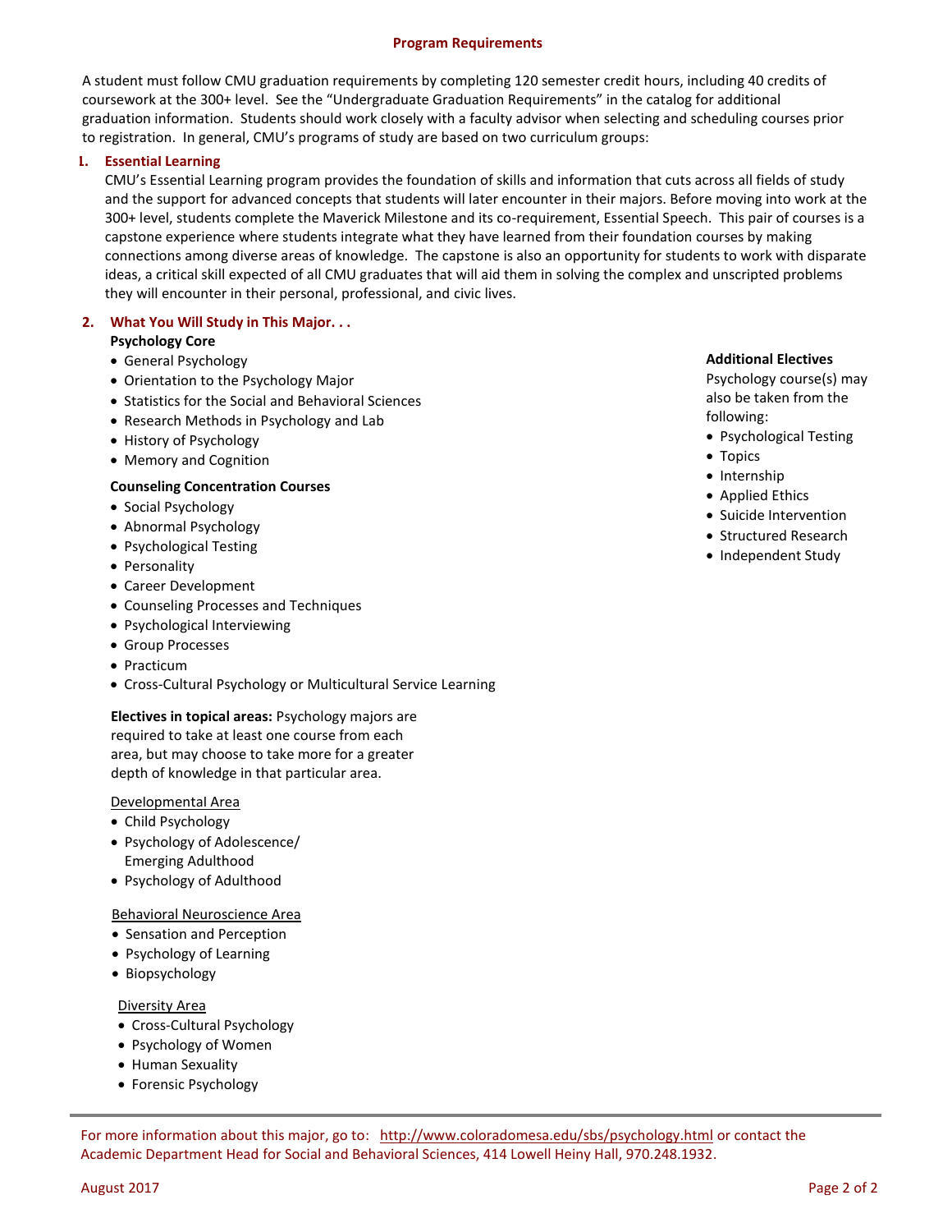## Program Requirements

A student must follow CMU graduation requirements by completing 120 semester credit hours, including 40 credits of coursework at the 300+ level. See the "Undergraduate Graduation Requirements" in the catalog for additional graduation information. Students should work closely with a faculty advisor when selecting and scheduling courses prior to registration. In general, CMU's programs of study are based on two curriculum groups:

### 1. Essential Learning

CMU's Essential Learning program provides the foundation of skills and information that cuts across all fields of study and the support for advanced concepts that students will later encounter in their majors. Before moving into work at the 300+ level, students complete the Maverick Milestone and its co-requirement, Essential Speech. This pair of courses is a capstone experience where students integrate what they have learned from their foundation courses by making connections among diverse areas of knowledge. The capstone is also an opportunity for students to work with disparate ideas, a critical skill expected of all CMU graduates that will aid them in solving the complex and unscripted problems they will encounter in their personal, professional, and civic lives.

### 2. What You Will Study in This Major. . .

**Psychology Core**

- General Psychology
- Orientation to the Psychology Major
- Statistics for the Social and Behavioral Sciences
- Research Methods in Psychology and Lab
- History of Psychology
- Memory and Cognition

**Counseling Concentration Courses**

- Social Psychology
- Abnormal Psychology
- Psychological Testing
- Personality
- Career Development
- Counseling Processes and Techniques
- Psychological Interviewing
- Group Processes
- Practicum
- Cross-Cultural Psychology or Multicultural Service Learning

**Electives in topical areas:** Psychology majors are required to take at least one course from each area, but may choose to take more for a greater depth of knowledge in that particular area.

Developmental Area

- Child Psychology
- Psychology of Adolescence/ Emerging Adulthood
- Psychology of Adulthood

Behavioral Neuroscience Area

- Sensation and Perception
- Psychology of Learning
- Biopsychology

Diversity Area

- Cross-Cultural Psychology
- Psychology of Women
- Human Sexuality
- Forensic Psychology

**Additional Electives**

Psychology course(s) may also be taken from the following:

- Psychological Testing
- Topics
- Internship
- Applied Ethics
- Suicide Intervention
- Structured Research
- Independent Study

For more information about this major, go to: http://www.coloradomesa.edu/sbs/psychology.html or contact the Academic Department Head for Social and Behavioral Sciences, 414 Lowell Heiny Hall, 970.248.1932.

August 2017